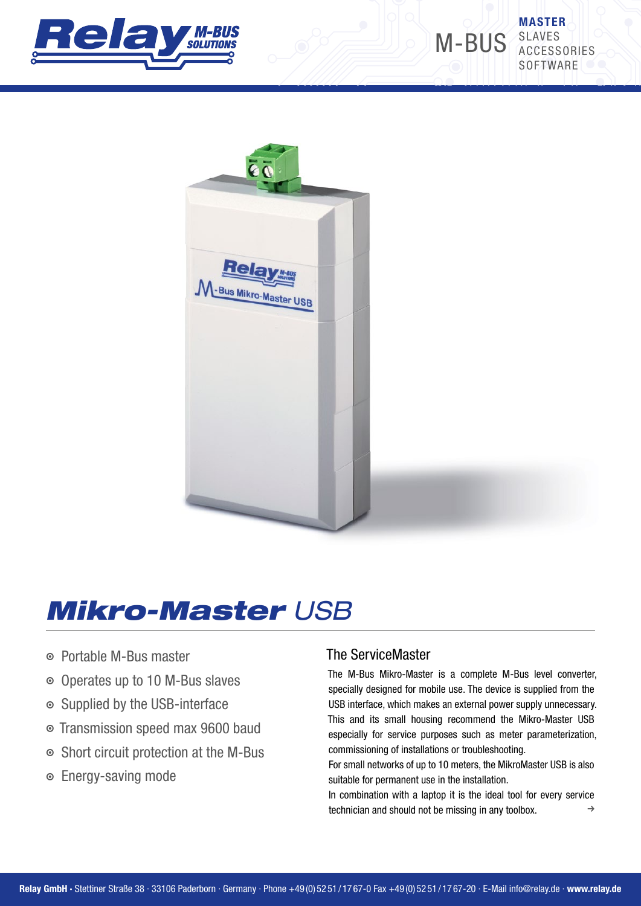M-BUS **MASTER** SLAVES ACCESSORIES SOFTWARE

# ***Mikro-Master*** *USB*

- Portable M-Bus master
- Operates up to 10 M-Bus slaves
- Supplied by the USB-interface
- Transmission speed max 9600 baud
- Short circuit protection at the M-Bus
- Energy-saving mode

## The ServiceMaster

The M-Bus Mikro-Master is a complete M-Bus level converter, specially designed for mobile use. The device is supplied from the USB interface, which makes an external power supply unnecessary. This and its small housing recommend the Mikro-Master USB especially for service purposes such as meter parameterization, commissioning of installations or troubleshooting.

For small networks of up to 10 meters, the MikroMaster USB is also suitable for permanent use in the installation.

In combination with a laptop it is the ideal tool for every service technician and should not be missing in any toolbox. →

**Relay GmbH** · Stettiner Straße 38 · 33106 Paderborn · Germany · Phone +49 (0) 52 51 / 17 67-0 Fax +49 (0) 52 51 / 17 67-20 · E-Mail info@relay.de · **www.relay.de**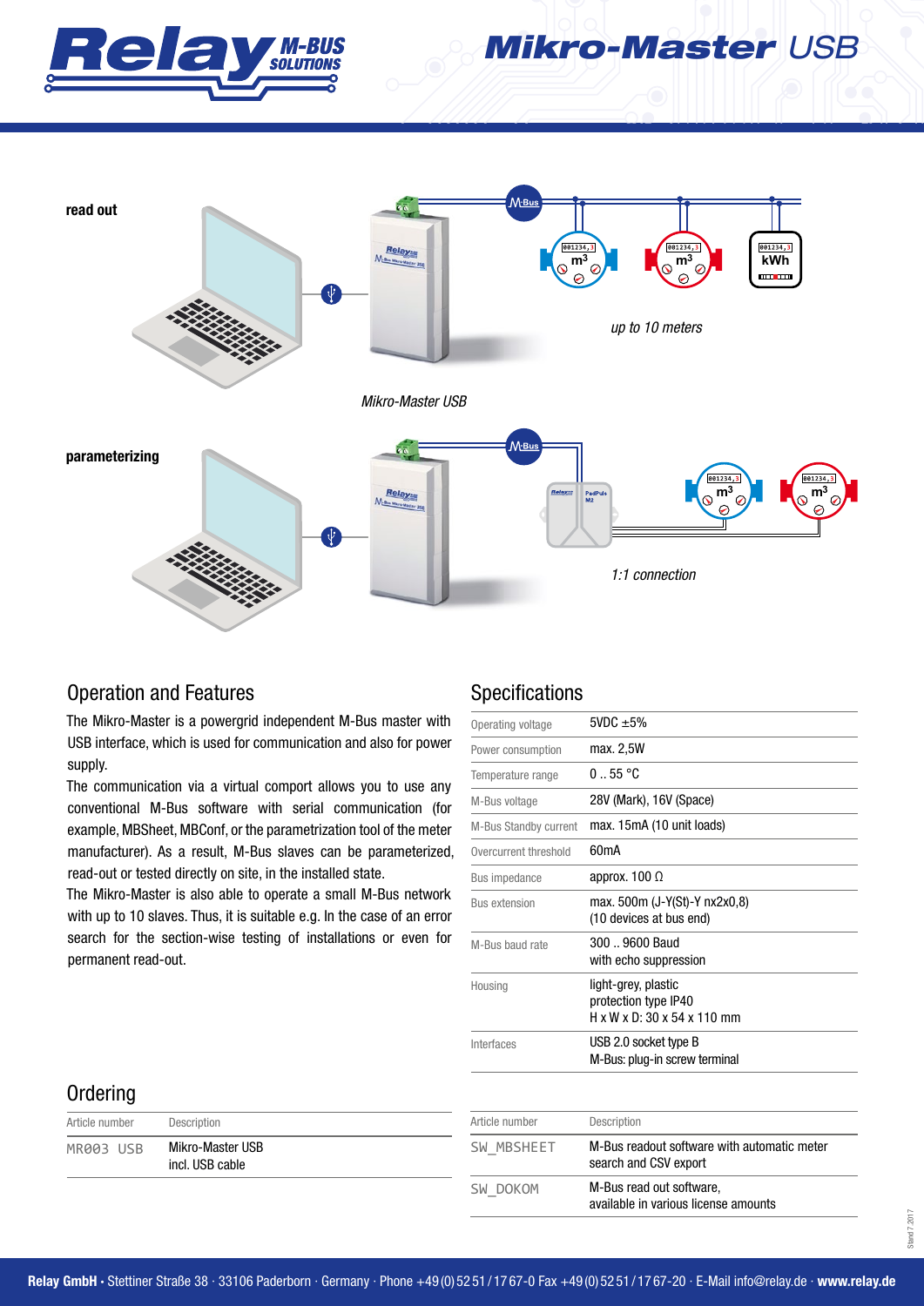# Mikro-Master USB

**read out**

up to 10 meters

Mikro-Master USB

**parameterizing**

1:1 connection

## Operation and Features

The Mikro-Master is a powergrid independent M-Bus master with USB interface, which is used for communication and also for power supply.

The communication via a virtual comport allows you to use any conventional M-Bus software with serial communication (for example, MBSheet, MBConf, or the parametrization tool of the meter manufacturer). As a result, M-Bus slaves can be parameterized, read-out or tested directly on site, in the installed state.

The Mikro-Master is also able to operate a small M-Bus network with up to 10 slaves. Thus, it is suitable e.g. In the case of an error search for the section-wise testing of installations or even for permanent read-out.

## Specifications

| | |
|---|---|
| Operating voltage | 5VDC ±5% |
| Power consumption | max. 2,5W |
| Temperature range | 0 .. 55 °C |
| M-Bus voltage | 28V (Mark), 16V (Space) |
| M-Bus Standby current | max. 15mA (10 unit loads) |
| Overcurrent threshold | 60mA |
| Bus impedance | approx. 100 Ω |
| Bus extension | max. 500m (J-Y(St)-Y nx2x0,8)<br>(10 devices at bus end) |
| M-Bus baud rate | 300 .. 9600 Baud<br>with echo suppression |
| Housing | light-grey, plastic<br>protection type IP40<br>H x W x D: 30 x 54 x 110 mm |
| Interfaces | USB 2.0 socket type B<br>M-Bus: plug-in screw terminal |

## Ordering

| Article number | Description |
|---|---|
| MR003 USB | Mikro-Master USB<br>incl. USB cable |

| Article number | Description |
|---|---|
| SW_MBSHEET | M-Bus readout software with automatic meter search and CSV export |
| SW_DOKOM | M-Bus read out software,<br>available in various license amounts |

Stand 7 2017

**Relay GmbH** · Stettiner Straße 38 · 33106 Paderborn · Germany · Phone +49 (0) 52 51 / 17 67-0 Fax +49 (0) 52 51 / 17 67-20 · E-Mail info@relay.de · **www.relay.de**